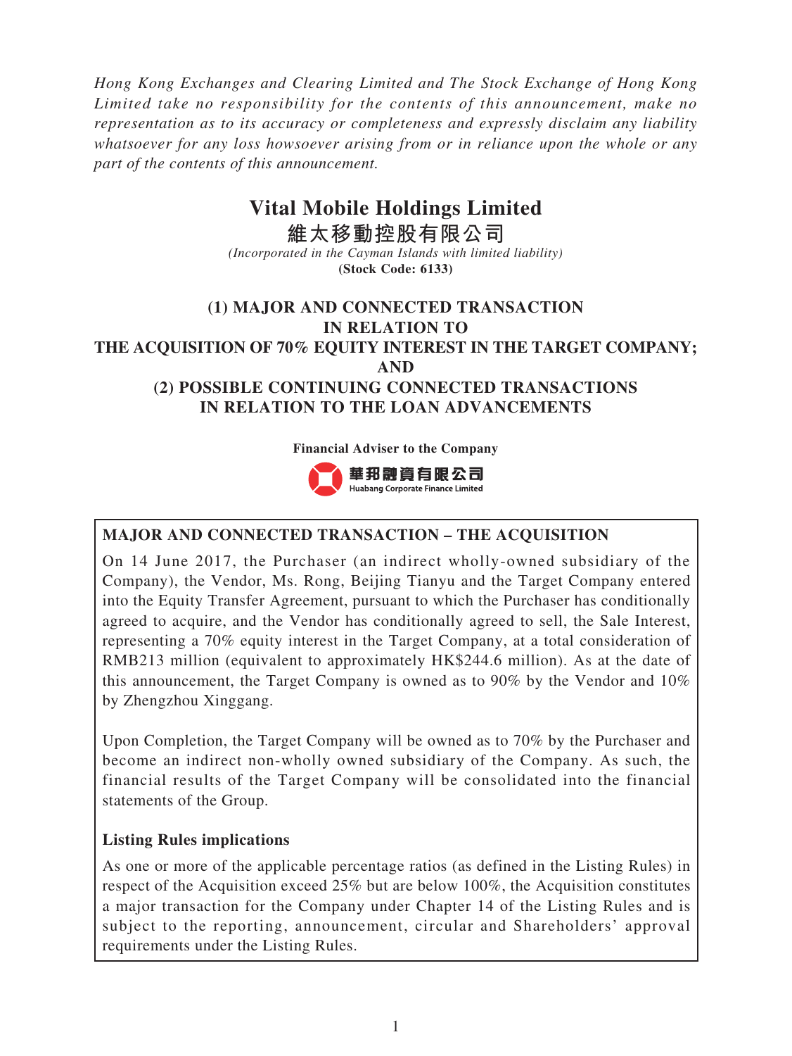*Hong Kong Exchanges and Clearing Limited and The Stock Exchange of Hong Kong Limited take no responsibility for the contents of this announcement, make no representation as to its accuracy or completeness and expressly disclaim any liability whatsoever for any loss howsoever arising from or in reliance upon the whole or any part of the contents of this announcement.*

# Vital Mobile Holdings Limited
# 維太移動控股有限公司

*(Incorporated in the Cayman Islands with limited liability)*
**(Stock Code: 6133)**

## (1) MAJOR AND CONNECTED TRANSACTION IN RELATION TO THE ACQUISITION OF 70% EQUITY INTEREST IN THE TARGET COMPANY; AND (2) POSSIBLE CONTINUING CONNECTED TRANSACTIONS IN RELATION TO THE LOAN ADVANCEMENTS

**Financial Adviser to the Company**

華邦融資有限公司
Huabang Corporate Finance Limited

### MAJOR AND CONNECTED TRANSACTION – THE ACQUISITION

On 14 June 2017, the Purchaser (an indirect wholly-owned subsidiary of the Company), the Vendor, Ms. Rong, Beijing Tianyu and the Target Company entered into the Equity Transfer Agreement, pursuant to which the Purchaser has conditionally agreed to acquire, and the Vendor has conditionally agreed to sell, the Sale Interest, representing a 70% equity interest in the Target Company, at a total consideration of RMB213 million (equivalent to approximately HK$244.6 million). As at the date of this announcement, the Target Company is owned as to 90% by the Vendor and 10% by Zhengzhou Xinggang.

Upon Completion, the Target Company will be owned as to 70% by the Purchaser and become an indirect non-wholly owned subsidiary of the Company. As such, the financial results of the Target Company will be consolidated into the financial statements of the Group.

**Listing Rules implications**

As one or more of the applicable percentage ratios (as defined in the Listing Rules) in respect of the Acquisition exceed 25% but are below 100%, the Acquisition constitutes a major transaction for the Company under Chapter 14 of the Listing Rules and is subject to the reporting, announcement, circular and Shareholders' approval requirements under the Listing Rules.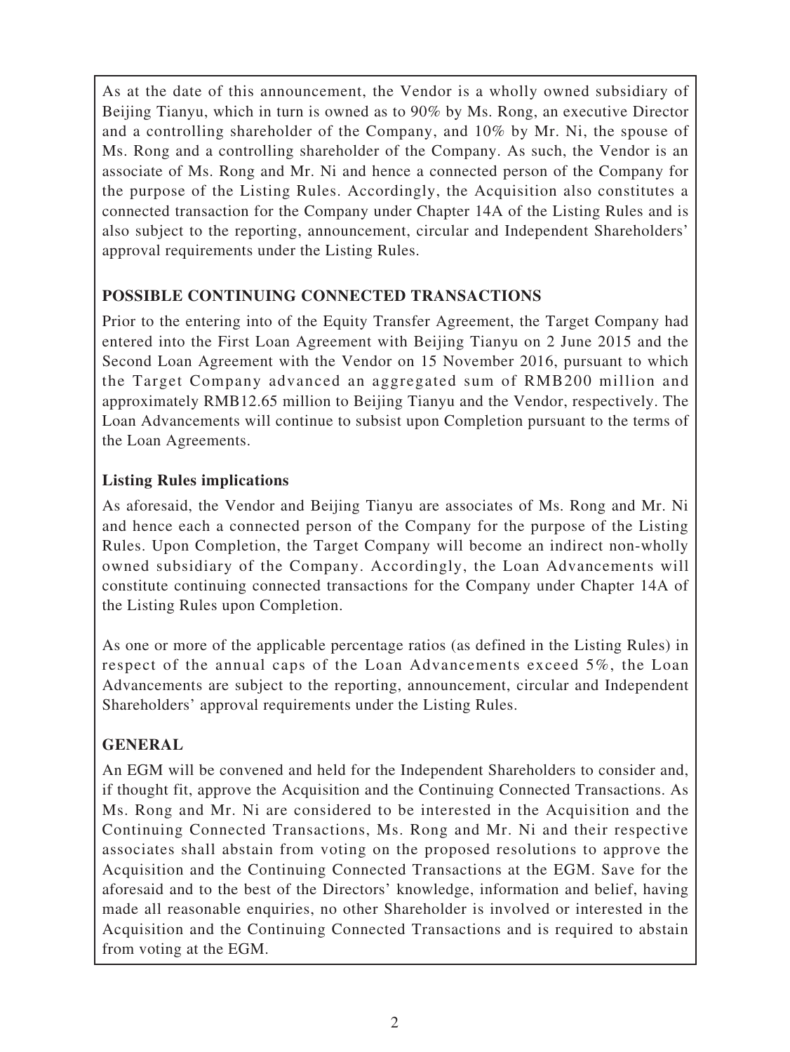As at the date of this announcement, the Vendor is a wholly owned subsidiary of Beijing Tianyu, which in turn is owned as to 90% by Ms. Rong, an executive Director and a controlling shareholder of the Company, and 10% by Mr. Ni, the spouse of Ms. Rong and a controlling shareholder of the Company. As such, the Vendor is an associate of Ms. Rong and Mr. Ni and hence a connected person of the Company for the purpose of the Listing Rules. Accordingly, the Acquisition also constitutes a connected transaction for the Company under Chapter 14A of the Listing Rules and is also subject to the reporting, announcement, circular and Independent Shareholders' approval requirements under the Listing Rules.

## POSSIBLE CONTINUING CONNECTED TRANSACTIONS

Prior to the entering into of the Equity Transfer Agreement, the Target Company had entered into the First Loan Agreement with Beijing Tianyu on 2 June 2015 and the Second Loan Agreement with the Vendor on 15 November 2016, pursuant to which the Target Company advanced an aggregated sum of RMB200 million and approximately RMB12.65 million to Beijing Tianyu and the Vendor, respectively. The Loan Advancements will continue to subsist upon Completion pursuant to the terms of the Loan Agreements.

### Listing Rules implications

As aforesaid, the Vendor and Beijing Tianyu are associates of Ms. Rong and Mr. Ni and hence each a connected person of the Company for the purpose of the Listing Rules. Upon Completion, the Target Company will become an indirect non-wholly owned subsidiary of the Company. Accordingly, the Loan Advancements will constitute continuing connected transactions for the Company under Chapter 14A of the Listing Rules upon Completion.

As one or more of the applicable percentage ratios (as defined in the Listing Rules) in respect of the annual caps of the Loan Advancements exceed 5%, the Loan Advancements are subject to the reporting, announcement, circular and Independent Shareholders' approval requirements under the Listing Rules.

## GENERAL

An EGM will be convened and held for the Independent Shareholders to consider and, if thought fit, approve the Acquisition and the Continuing Connected Transactions. As Ms. Rong and Mr. Ni are considered to be interested in the Acquisition and the Continuing Connected Transactions, Ms. Rong and Mr. Ni and their respective associates shall abstain from voting on the proposed resolutions to approve the Acquisition and the Continuing Connected Transactions at the EGM. Save for the aforesaid and to the best of the Directors' knowledge, information and belief, having made all reasonable enquiries, no other Shareholder is involved or interested in the Acquisition and the Continuing Connected Transactions and is required to abstain from voting at the EGM.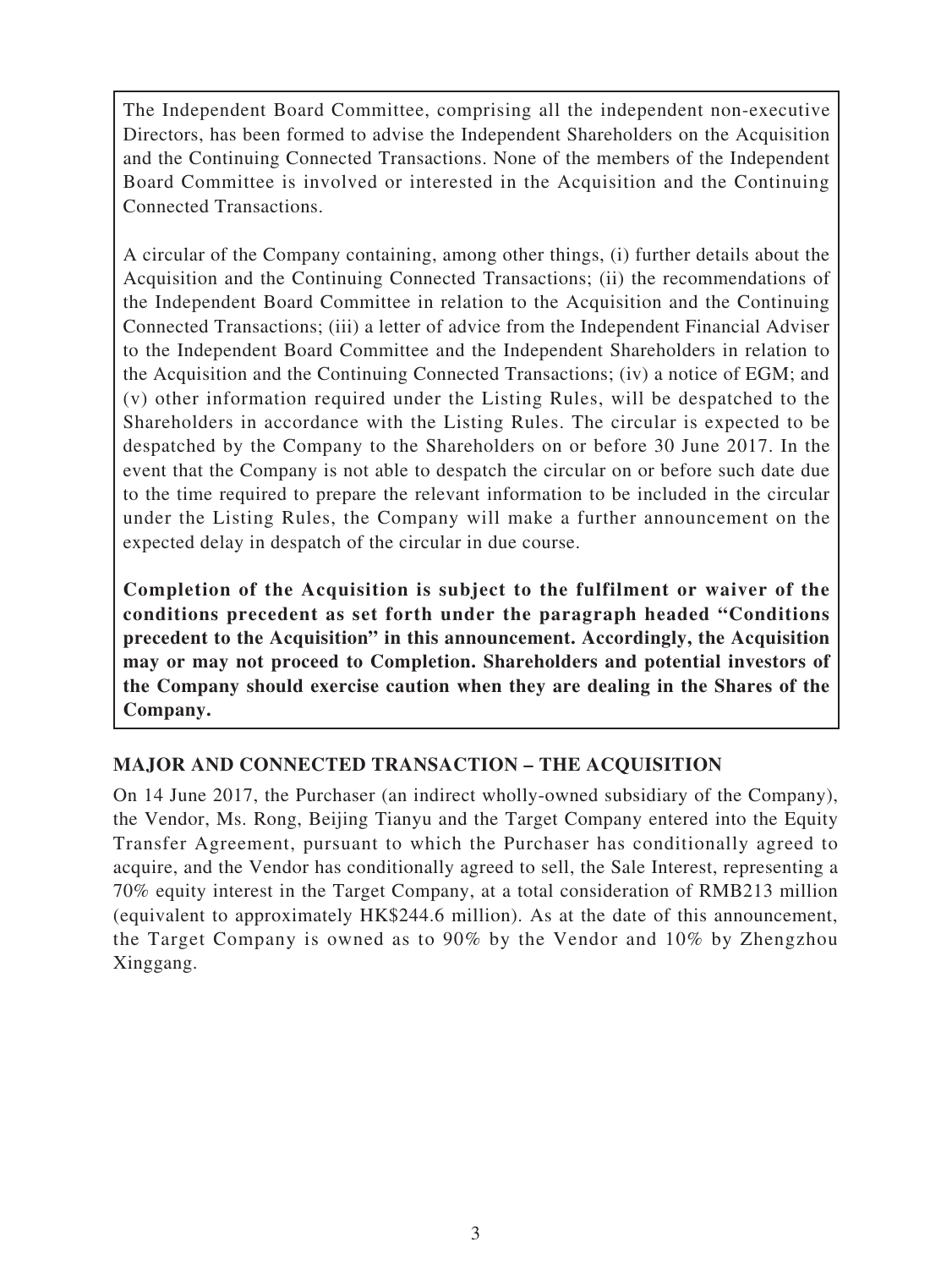The Independent Board Committee, comprising all the independent non-executive Directors, has been formed to advise the Independent Shareholders on the Acquisition and the Continuing Connected Transactions. None of the members of the Independent Board Committee is involved or interested in the Acquisition and the Continuing Connected Transactions.

A circular of the Company containing, among other things, (i) further details about the Acquisition and the Continuing Connected Transactions; (ii) the recommendations of the Independent Board Committee in relation to the Acquisition and the Continuing Connected Transactions; (iii) a letter of advice from the Independent Financial Adviser to the Independent Board Committee and the Independent Shareholders in relation to the Acquisition and the Continuing Connected Transactions; (iv) a notice of EGM; and (v) other information required under the Listing Rules, will be despatched to the Shareholders in accordance with the Listing Rules. The circular is expected to be despatched by the Company to the Shareholders on or before 30 June 2017. In the event that the Company is not able to despatch the circular on or before such date due to the time required to prepare the relevant information to be included in the circular under the Listing Rules, the Company will make a further announcement on the expected delay in despatch of the circular in due course.

**Completion of the Acquisition is subject to the fulfilment or waiver of the conditions precedent as set forth under the paragraph headed "Conditions precedent to the Acquisition" in this announcement. Accordingly, the Acquisition may or may not proceed to Completion. Shareholders and potential investors of the Company should exercise caution when they are dealing in the Shares of the Company.**

## MAJOR AND CONNECTED TRANSACTION – THE ACQUISITION

On 14 June 2017, the Purchaser (an indirect wholly-owned subsidiary of the Company), the Vendor, Ms. Rong, Beijing Tianyu and the Target Company entered into the Equity Transfer Agreement, pursuant to which the Purchaser has conditionally agreed to acquire, and the Vendor has conditionally agreed to sell, the Sale Interest, representing a 70% equity interest in the Target Company, at a total consideration of RMB213 million (equivalent to approximately HK$244.6 million). As at the date of this announcement, the Target Company is owned as to 90% by the Vendor and 10% by Zhengzhou Xinggang.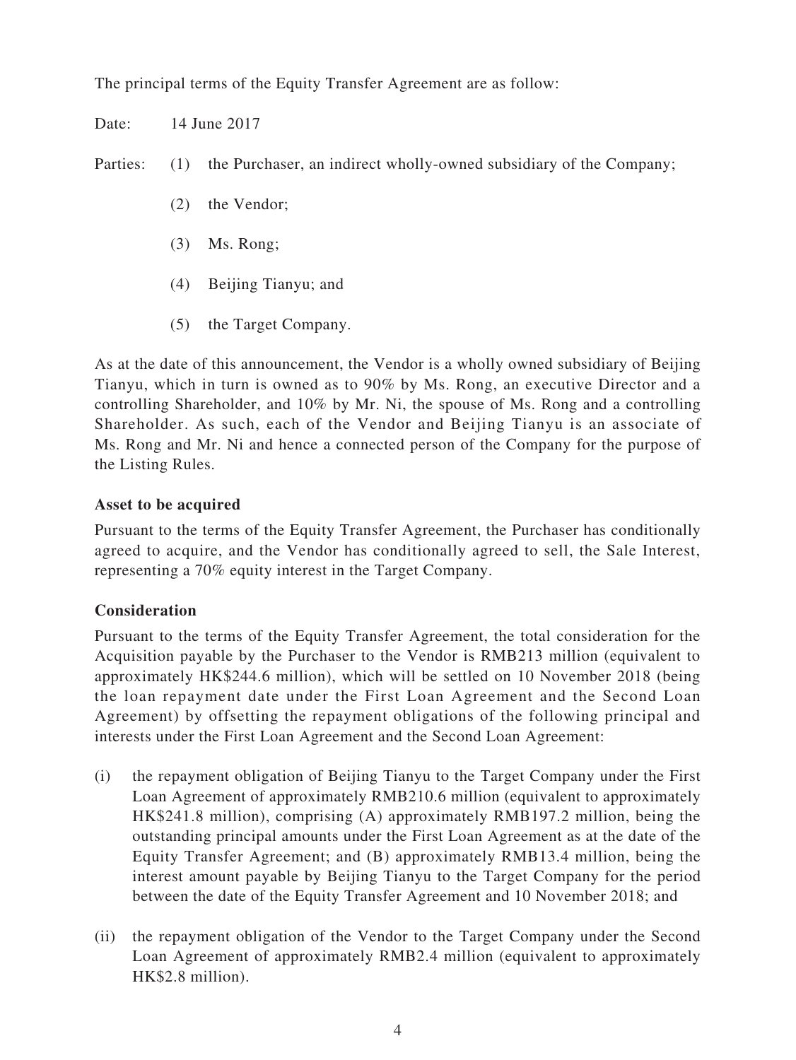The principal terms of the Equity Transfer Agreement are as follow:

Date: 14 June 2017

Parties:

(1) the Purchaser, an indirect wholly-owned subsidiary of the Company;

(2) the Vendor;

(3) Ms. Rong;

(4) Beijing Tianyu; and

(5) the Target Company.

As at the date of this announcement, the Vendor is a wholly owned subsidiary of Beijing Tianyu, which in turn is owned as to 90% by Ms. Rong, an executive Director and a controlling Shareholder, and 10% by Mr. Ni, the spouse of Ms. Rong and a controlling Shareholder. As such, each of the Vendor and Beijing Tianyu is an associate of Ms. Rong and Mr. Ni and hence a connected person of the Company for the purpose of the Listing Rules.

**Asset to be acquired**

Pursuant to the terms of the Equity Transfer Agreement, the Purchaser has conditionally agreed to acquire, and the Vendor has conditionally agreed to sell, the Sale Interest, representing a 70% equity interest in the Target Company.

**Consideration**

Pursuant to the terms of the Equity Transfer Agreement, the total consideration for the Acquisition payable by the Purchaser to the Vendor is RMB213 million (equivalent to approximately HK$244.6 million), which will be settled on 10 November 2018 (being the loan repayment date under the First Loan Agreement and the Second Loan Agreement) by offsetting the repayment obligations of the following principal and interests under the First Loan Agreement and the Second Loan Agreement:

(i) the repayment obligation of Beijing Tianyu to the Target Company under the First Loan Agreement of approximately RMB210.6 million (equivalent to approximately HK$241.8 million), comprising (A) approximately RMB197.2 million, being the outstanding principal amounts under the First Loan Agreement as at the date of the Equity Transfer Agreement; and (B) approximately RMB13.4 million, being the interest amount payable by Beijing Tianyu to the Target Company for the period between the date of the Equity Transfer Agreement and 10 November 2018; and

(ii) the repayment obligation of the Vendor to the Target Company under the Second Loan Agreement of approximately RMB2.4 million (equivalent to approximately HK$2.8 million).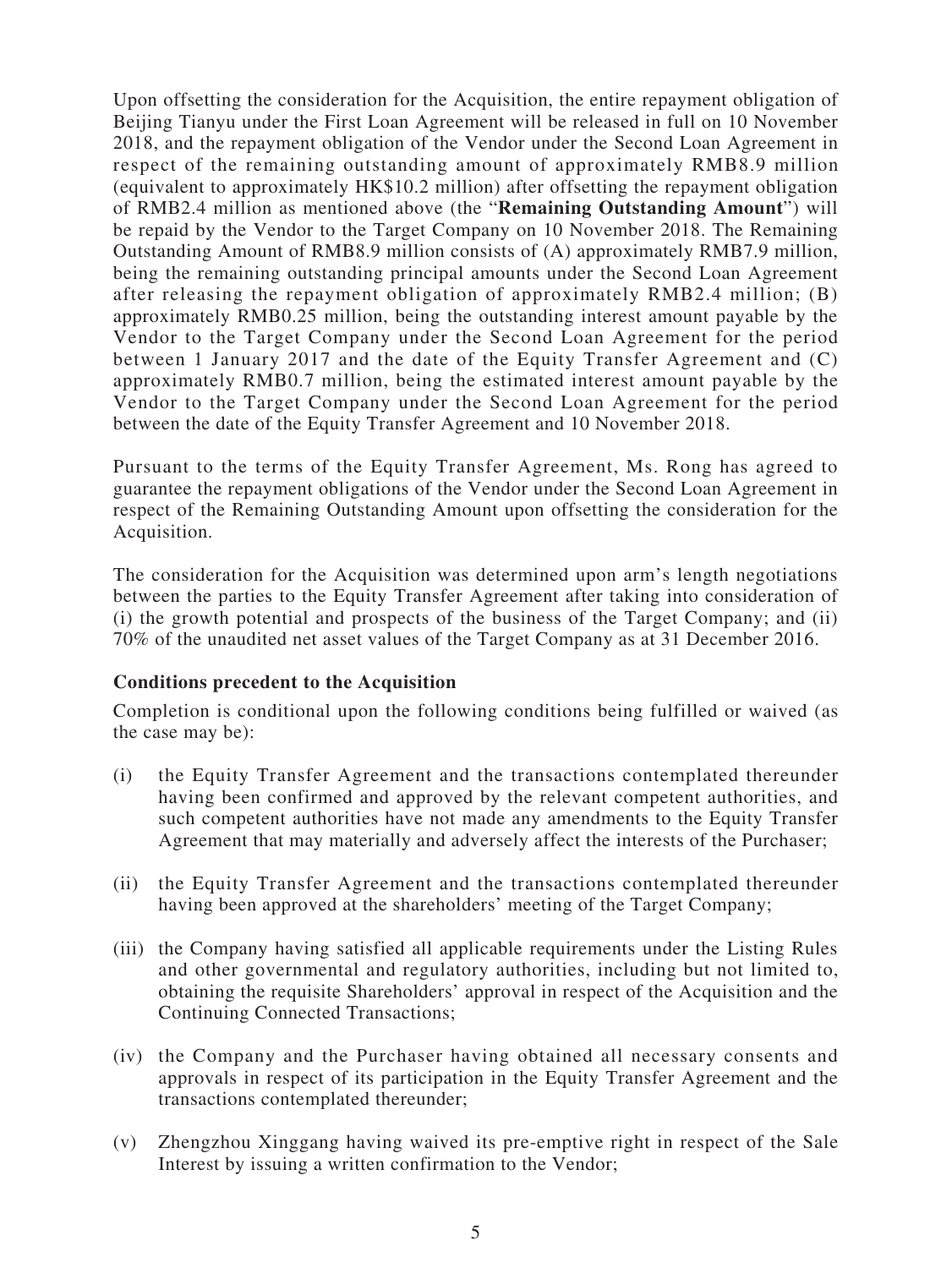Upon offsetting the consideration for the Acquisition, the entire repayment obligation of Beijing Tianyu under the First Loan Agreement will be released in full on 10 November 2018, and the repayment obligation of the Vendor under the Second Loan Agreement in respect of the remaining outstanding amount of approximately RMB8.9 million (equivalent to approximately HK$10.2 million) after offsetting the repayment obligation of RMB2.4 million as mentioned above (the "**Remaining Outstanding Amount**") will be repaid by the Vendor to the Target Company on 10 November 2018. The Remaining Outstanding Amount of RMB8.9 million consists of (A) approximately RMB7.9 million, being the remaining outstanding principal amounts under the Second Loan Agreement after releasing the repayment obligation of approximately RMB2.4 million; (B) approximately RMB0.25 million, being the outstanding interest amount payable by the Vendor to the Target Company under the Second Loan Agreement for the period between 1 January 2017 and the date of the Equity Transfer Agreement and (C) approximately RMB0.7 million, being the estimated interest amount payable by the Vendor to the Target Company under the Second Loan Agreement for the period between the date of the Equity Transfer Agreement and 10 November 2018.

Pursuant to the terms of the Equity Transfer Agreement, Ms. Rong has agreed to guarantee the repayment obligations of the Vendor under the Second Loan Agreement in respect of the Remaining Outstanding Amount upon offsetting the consideration for the Acquisition.

The consideration for the Acquisition was determined upon arm's length negotiations between the parties to the Equity Transfer Agreement after taking into consideration of (i) the growth potential and prospects of the business of the Target Company; and (ii) 70% of the unaudited net asset values of the Target Company as at 31 December 2016.

**Conditions precedent to the Acquisition**

Completion is conditional upon the following conditions being fulfilled or waived (as the case may be):

(i) the Equity Transfer Agreement and the transactions contemplated thereunder having been confirmed and approved by the relevant competent authorities, and such competent authorities have not made any amendments to the Equity Transfer Agreement that may materially and adversely affect the interests of the Purchaser;

(ii) the Equity Transfer Agreement and the transactions contemplated thereunder having been approved at the shareholders' meeting of the Target Company;

(iii) the Company having satisfied all applicable requirements under the Listing Rules and other governmental and regulatory authorities, including but not limited to, obtaining the requisite Shareholders' approval in respect of the Acquisition and the Continuing Connected Transactions;

(iv) the Company and the Purchaser having obtained all necessary consents and approvals in respect of its participation in the Equity Transfer Agreement and the transactions contemplated thereunder;

(v) Zhengzhou Xinggang having waived its pre-emptive right in respect of the Sale Interest by issuing a written confirmation to the Vendor;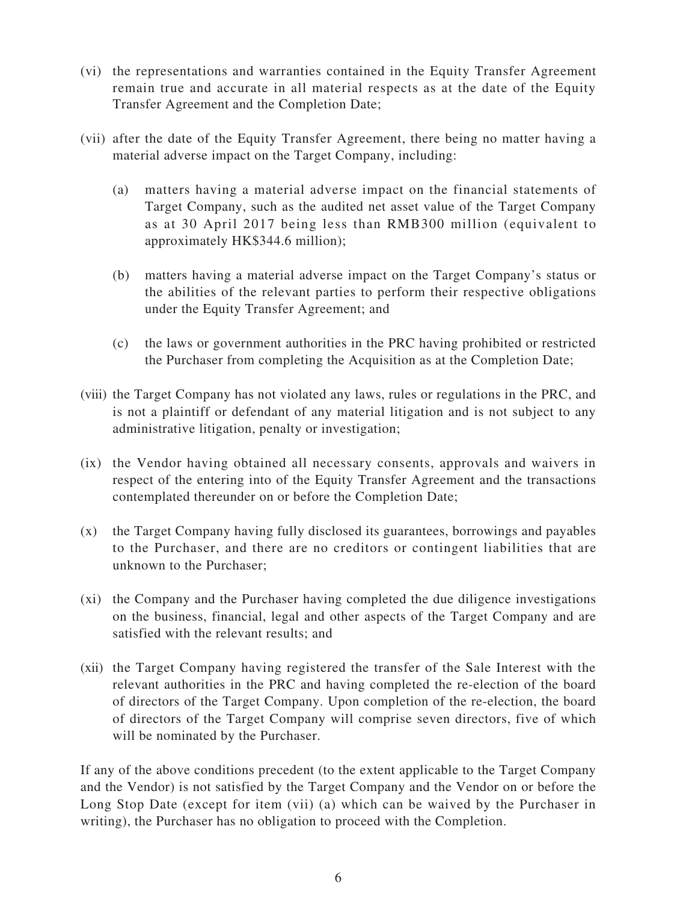(vi) the representations and warranties contained in the Equity Transfer Agreement remain true and accurate in all material respects as at the date of the Equity Transfer Agreement and the Completion Date;

(vii) after the date of the Equity Transfer Agreement, there being no matter having a material adverse impact on the Target Company, including:

   (a) matters having a material adverse impact on the financial statements of Target Company, such as the audited net asset value of the Target Company as at 30 April 2017 being less than RMB300 million (equivalent to approximately HK$344.6 million);

   (b) matters having a material adverse impact on the Target Company's status or the abilities of the relevant parties to perform their respective obligations under the Equity Transfer Agreement; and

   (c) the laws or government authorities in the PRC having prohibited or restricted the Purchaser from completing the Acquisition as at the Completion Date;

(viii) the Target Company has not violated any laws, rules or regulations in the PRC, and is not a plaintiff or defendant of any material litigation and is not subject to any administrative litigation, penalty or investigation;

(ix) the Vendor having obtained all necessary consents, approvals and waivers in respect of the entering into of the Equity Transfer Agreement and the transactions contemplated thereunder on or before the Completion Date;

(x) the Target Company having fully disclosed its guarantees, borrowings and payables to the Purchaser, and there are no creditors or contingent liabilities that are unknown to the Purchaser;

(xi) the Company and the Purchaser having completed the due diligence investigations on the business, financial, legal and other aspects of the Target Company and are satisfied with the relevant results; and

(xii) the Target Company having registered the transfer of the Sale Interest with the relevant authorities in the PRC and having completed the re-election of the board of directors of the Target Company. Upon completion of the re-election, the board of directors of the Target Company will comprise seven directors, five of which will be nominated by the Purchaser.

If any of the above conditions precedent (to the extent applicable to the Target Company and the Vendor) is not satisfied by the Target Company and the Vendor on or before the Long Stop Date (except for item (vii) (a) which can be waived by the Purchaser in writing), the Purchaser has no obligation to proceed with the Completion.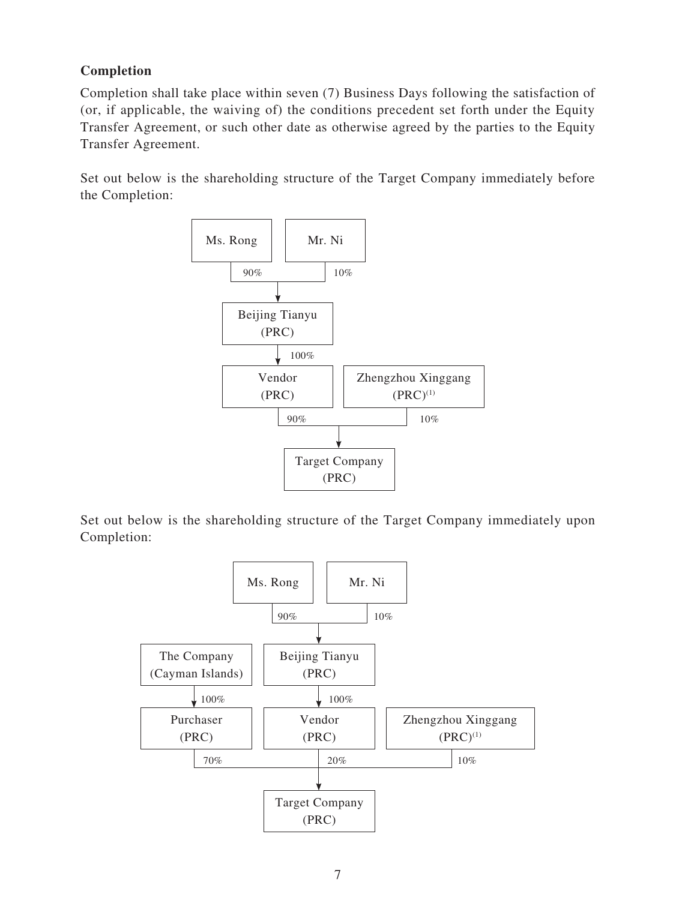**Completion**

Completion shall take place within seven (7) Business Days following the satisfaction of (or, if applicable, the waiving of) the conditions precedent set forth under the Equity Transfer Agreement, or such other date as otherwise agreed by the parties to the Equity Transfer Agreement.

Set out below is the shareholding structure of the Target Company immediately before the Completion:

```
Ms. Rong          Mr. Ni
   90%              10%
        ↓
  Beijing Tianyu
     (PRC)
        ↓ 100%
     Vendor          Zhengzhou Xinggang
     (PRC)              (PRC)(1)
      90%                  10%
              ↓
       Target Company
          (PRC)
```

Set out below is the shareholding structure of the Target Company immediately upon Completion:

```
                      Ms. Rong          Mr. Ni
                         90%              10%
                              ↓
The Company            Beijing Tianyu
(Cayman Islands)          (PRC)
   ↓ 100%                 ↓ 100%
Purchaser                Vendor           Zhengzhou Xinggang
  (PRC)                  (PRC)               (PRC)(1)
   70%                    20%                   10%
                           ↓
                     Target Company
                         (PRC)
```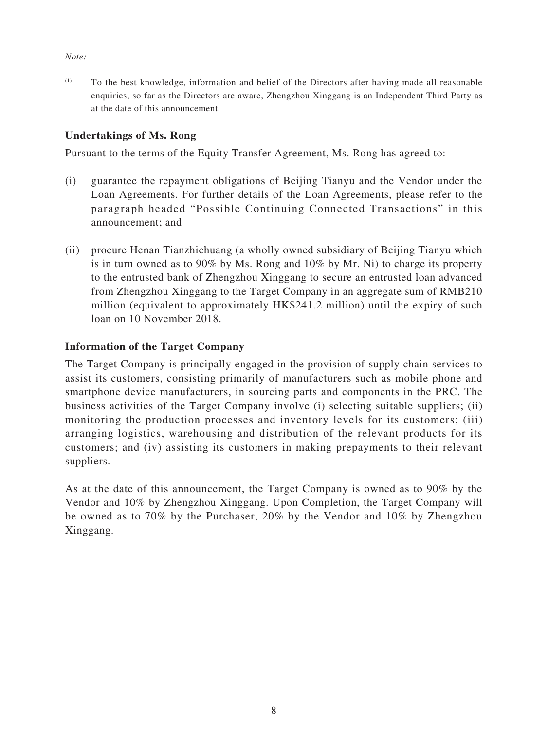*Note:*

(1) To the best knowledge, information and belief of the Directors after having made all reasonable enquiries, so far as the Directors are aware, Zhengzhou Xinggang is an Independent Third Party as at the date of this announcement.

### Undertakings of Ms. Rong

Pursuant to the terms of the Equity Transfer Agreement, Ms. Rong has agreed to:

(i) guarantee the repayment obligations of Beijing Tianyu and the Vendor under the Loan Agreements. For further details of the Loan Agreements, please refer to the paragraph headed "Possible Continuing Connected Transactions" in this announcement; and

(ii) procure Henan Tianzhichuang (a wholly owned subsidiary of Beijing Tianyu which is in turn owned as to 90% by Ms. Rong and 10% by Mr. Ni) to charge its property to the entrusted bank of Zhengzhou Xinggang to secure an entrusted loan advanced from Zhengzhou Xinggang to the Target Company in an aggregate sum of RMB210 million (equivalent to approximately HK$241.2 million) until the expiry of such loan on 10 November 2018.

### Information of the Target Company

The Target Company is principally engaged in the provision of supply chain services to assist its customers, consisting primarily of manufacturers such as mobile phone and smartphone device manufacturers, in sourcing parts and components in the PRC. The business activities of the Target Company involve (i) selecting suitable suppliers; (ii) monitoring the production processes and inventory levels for its customers; (iii) arranging logistics, warehousing and distribution of the relevant products for its customers; and (iv) assisting its customers in making prepayments to their relevant suppliers.

As at the date of this announcement, the Target Company is owned as to 90% by the Vendor and 10% by Zhengzhou Xinggang. Upon Completion, the Target Company will be owned as to 70% by the Purchaser, 20% by the Vendor and 10% by Zhengzhou Xinggang.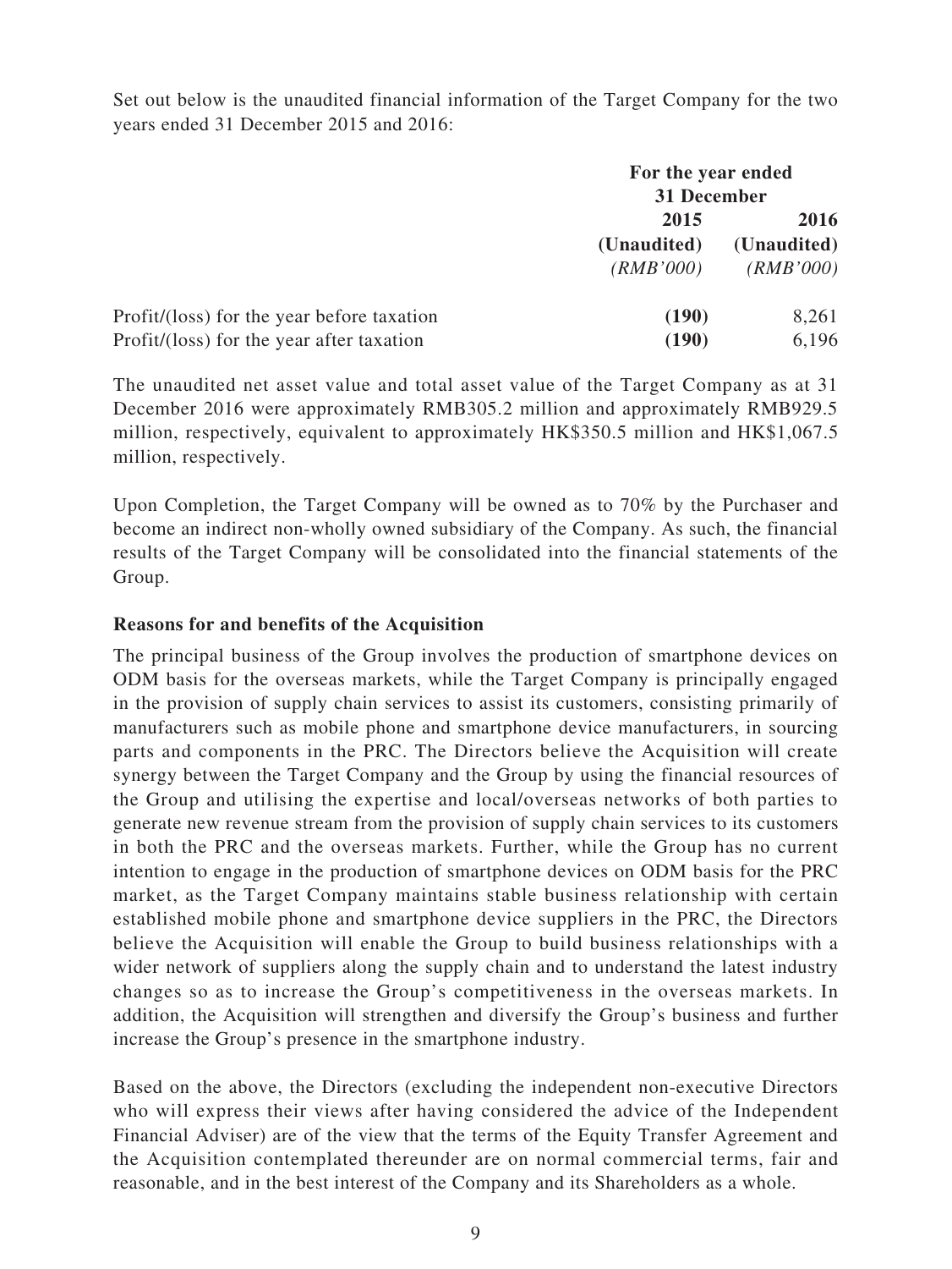Set out below is the unaudited financial information of the Target Company for the two years ended 31 December 2015 and 2016:

| | For the year ended 31 December | |
|---|---|---|
| | 2015 | 2016 |
| | (Unaudited) | (Unaudited) |
| | *(RMB'000)* | *(RMB'000)* |
| Profit/(loss) for the year before taxation | **(190)** | 8,261 |
| Profit/(loss) for the year after taxation | **(190)** | 6,196 |

The unaudited net asset value and total asset value of the Target Company as at 31 December 2016 were approximately RMB305.2 million and approximately RMB929.5 million, respectively, equivalent to approximately HK$350.5 million and HK$1,067.5 million, respectively.

Upon Completion, the Target Company will be owned as to 70% by the Purchaser and become an indirect non-wholly owned subsidiary of the Company. As such, the financial results of the Target Company will be consolidated into the financial statements of the Group.

**Reasons for and benefits of the Acquisition**

The principal business of the Group involves the production of smartphone devices on ODM basis for the overseas markets, while the Target Company is principally engaged in the provision of supply chain services to assist its customers, consisting primarily of manufacturers such as mobile phone and smartphone device manufacturers, in sourcing parts and components in the PRC. The Directors believe the Acquisition will create synergy between the Target Company and the Group by using the financial resources of the Group and utilising the expertise and local/overseas networks of both parties to generate new revenue stream from the provision of supply chain services to its customers in both the PRC and the overseas markets. Further, while the Group has no current intention to engage in the production of smartphone devices on ODM basis for the PRC market, as the Target Company maintains stable business relationship with certain established mobile phone and smartphone device suppliers in the PRC, the Directors believe the Acquisition will enable the Group to build business relationships with a wider network of suppliers along the supply chain and to understand the latest industry changes so as to increase the Group's competitiveness in the overseas markets. In addition, the Acquisition will strengthen and diversify the Group's business and further increase the Group's presence in the smartphone industry.

Based on the above, the Directors (excluding the independent non-executive Directors who will express their views after having considered the advice of the Independent Financial Adviser) are of the view that the terms of the Equity Transfer Agreement and the Acquisition contemplated thereunder are on normal commercial terms, fair and reasonable, and in the best interest of the Company and its Shareholders as a whole.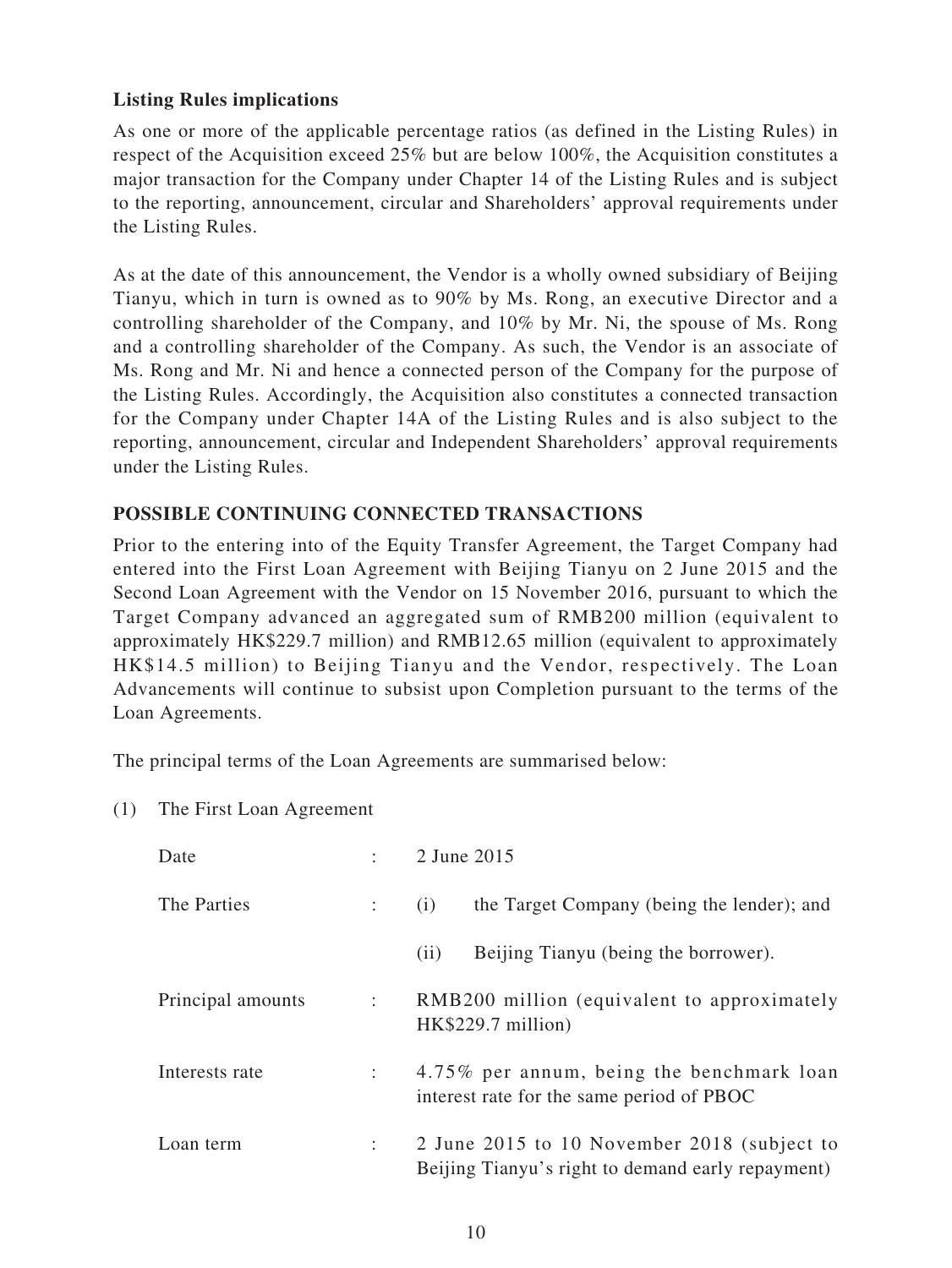**Listing Rules implications**

As one or more of the applicable percentage ratios (as defined in the Listing Rules) in respect of the Acquisition exceed 25% but are below 100%, the Acquisition constitutes a major transaction for the Company under Chapter 14 of the Listing Rules and is subject to the reporting, announcement, circular and Shareholders' approval requirements under the Listing Rules.

As at the date of this announcement, the Vendor is a wholly owned subsidiary of Beijing Tianyu, which in turn is owned as to 90% by Ms. Rong, an executive Director and a controlling shareholder of the Company, and 10% by Mr. Ni, the spouse of Ms. Rong and a controlling shareholder of the Company. As such, the Vendor is an associate of Ms. Rong and Mr. Ni and hence a connected person of the Company for the purpose of the Listing Rules. Accordingly, the Acquisition also constitutes a connected transaction for the Company under Chapter 14A of the Listing Rules and is also subject to the reporting, announcement, circular and Independent Shareholders' approval requirements under the Listing Rules.

## POSSIBLE CONTINUING CONNECTED TRANSACTIONS

Prior to the entering into of the Equity Transfer Agreement, the Target Company had entered into the First Loan Agreement with Beijing Tianyu on 2 June 2015 and the Second Loan Agreement with the Vendor on 15 November 2016, pursuant to which the Target Company advanced an aggregated sum of RMB200 million (equivalent to approximately HK$229.7 million) and RMB12.65 million (equivalent to approximately HK$14.5 million) to Beijing Tianyu and the Vendor, respectively. The Loan Advancements will continue to subsist upon Completion pursuant to the terms of the Loan Agreements.

The principal terms of the Loan Agreements are summarised below:

(1) The First Loan Agreement

| | | |
|---|---|---|
| Date | : | 2 June 2015 |
| The Parties | : | (i) the Target Company (being the lender); and<br>(ii) Beijing Tianyu (being the borrower). |
| Principal amounts | : | RMB200 million (equivalent to approximately HK$229.7 million) |
| Interests rate | : | 4.75% per annum, being the benchmark loan interest rate for the same period of PBOC |
| Loan term | : | 2 June 2015 to 10 November 2018 (subject to Beijing Tianyu's right to demand early repayment) |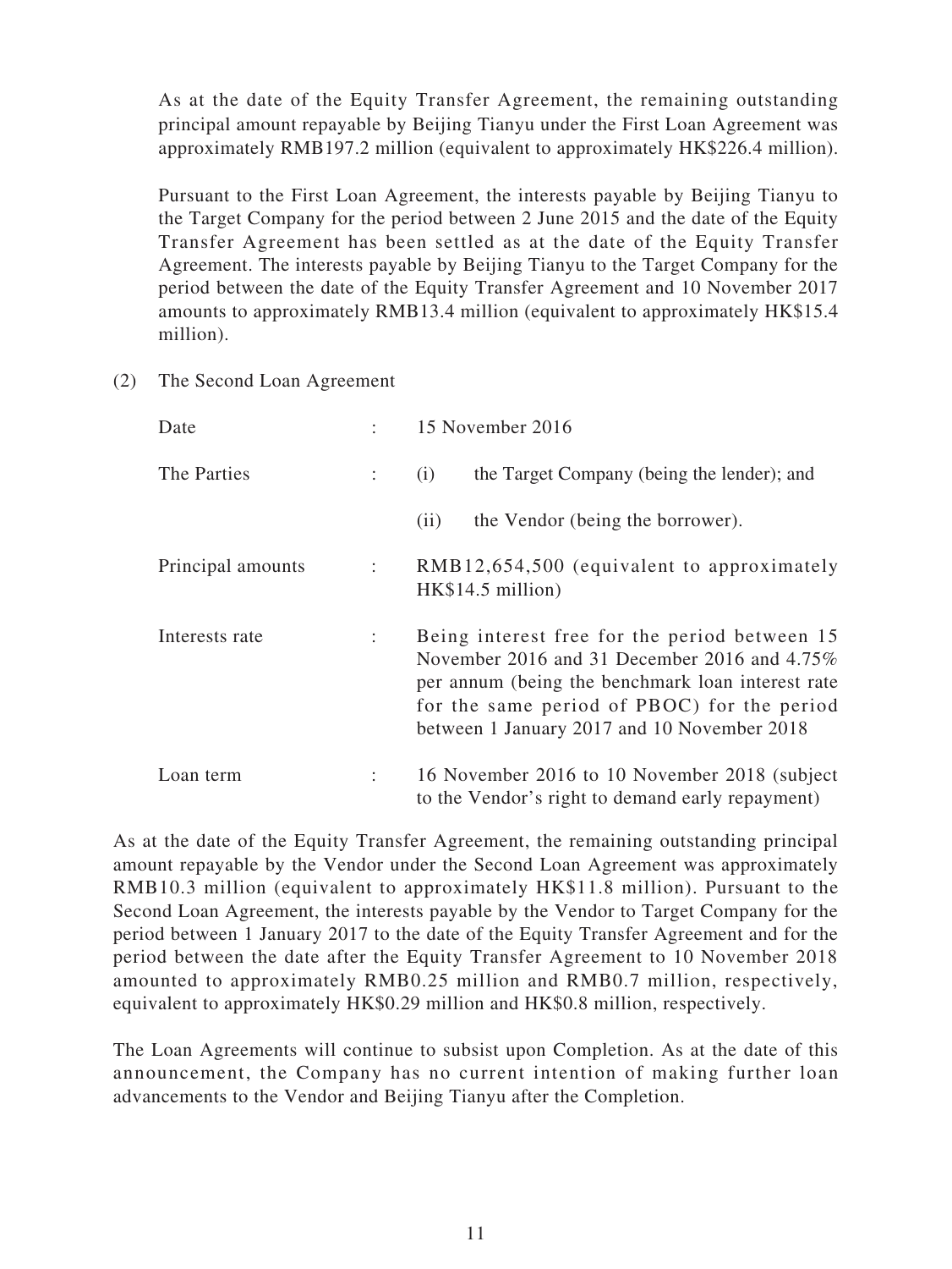As at the date of the Equity Transfer Agreement, the remaining outstanding principal amount repayable by Beijing Tianyu under the First Loan Agreement was approximately RMB197.2 million (equivalent to approximately HK$226.4 million).

Pursuant to the First Loan Agreement, the interests payable by Beijing Tianyu to the Target Company for the period between 2 June 2015 and the date of the Equity Transfer Agreement has been settled as at the date of the Equity Transfer Agreement. The interests payable by Beijing Tianyu to the Target Company for the period between the date of the Equity Transfer Agreement and 10 November 2017 amounts to approximately RMB13.4 million (equivalent to approximately HK$15.4 million).

(2) The Second Loan Agreement

| | | |
|---|---|---|
| Date | : | 15 November 2016 |
| The Parties | : | (i) the Target Company (being the lender); and<br>(ii) the Vendor (being the borrower). |
| Principal amounts | : | RMB12,654,500 (equivalent to approximately HK$14.5 million) |
| Interests rate | : | Being interest free for the period between 15 November 2016 and 31 December 2016 and 4.75% per annum (being the benchmark loan interest rate for the same period of PBOC) for the period between 1 January 2017 and 10 November 2018 |
| Loan term | : | 16 November 2016 to 10 November 2018 (subject to the Vendor's right to demand early repayment) |

As at the date of the Equity Transfer Agreement, the remaining outstanding principal amount repayable by the Vendor under the Second Loan Agreement was approximately RMB10.3 million (equivalent to approximately HK$11.8 million). Pursuant to the Second Loan Agreement, the interests payable by the Vendor to Target Company for the period between 1 January 2017 to the date of the Equity Transfer Agreement and for the period between the date after the Equity Transfer Agreement to 10 November 2018 amounted to approximately RMB0.25 million and RMB0.7 million, respectively, equivalent to approximately HK$0.29 million and HK$0.8 million, respectively.

The Loan Agreements will continue to subsist upon Completion. As at the date of this announcement, the Company has no current intention of making further loan advancements to the Vendor and Beijing Tianyu after the Completion.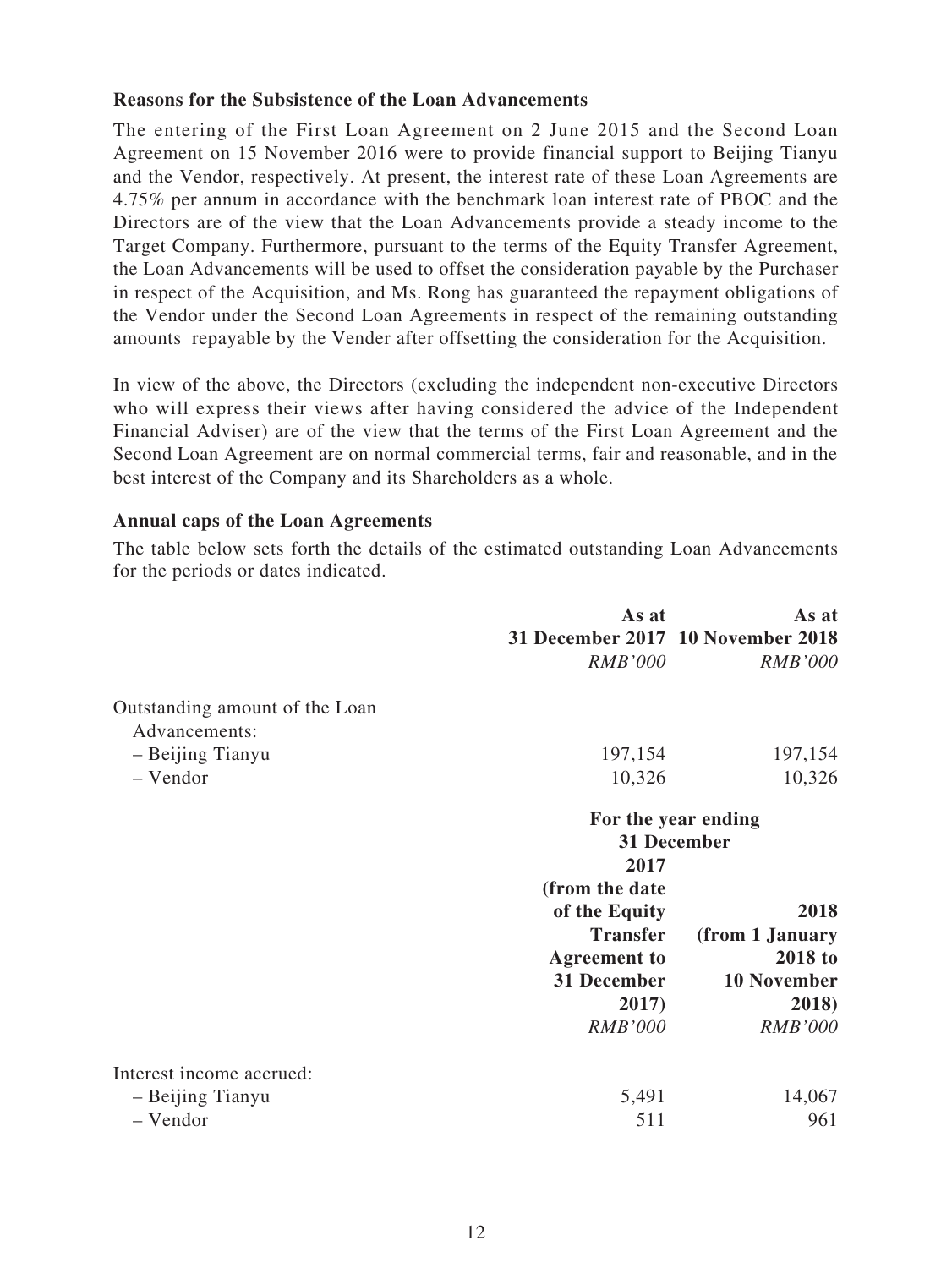**Reasons for the Subsistence of the Loan Advancements**

The entering of the First Loan Agreement on 2 June 2015 and the Second Loan Agreement on 15 November 2016 were to provide financial support to Beijing Tianyu and the Vendor, respectively. At present, the interest rate of these Loan Agreements are 4.75% per annum in accordance with the benchmark loan interest rate of PBOC and the Directors are of the view that the Loan Advancements provide a steady income to the Target Company. Furthermore, pursuant to the terms of the Equity Transfer Agreement, the Loan Advancements will be used to offset the consideration payable by the Purchaser in respect of the Acquisition, and Ms. Rong has guaranteed the repayment obligations of the Vendor under the Second Loan Agreements in respect of the remaining outstanding amounts repayable by the Vender after offsetting the consideration for the Acquisition.

In view of the above, the Directors (excluding the independent non-executive Directors who will express their views after having considered the advice of the Independent Financial Adviser) are of the view that the terms of the First Loan Agreement and the Second Loan Agreement are on normal commercial terms, fair and reasonable, and in the best interest of the Company and its Shareholders as a whole.

**Annual caps of the Loan Agreements**

The table below sets forth the details of the estimated outstanding Loan Advancements for the periods or dates indicated.

| | **As at 31 December 2017** | **As at 10 November 2018** |
|---|---|---|
| | *RMB'000* | *RMB'000* |
| Outstanding amount of the Loan Advancements: | | |
| – Beijing Tianyu | 197,154 | 197,154 |
| – Vendor | 10,326 | 10,326 |
| | **For the year ending 31 December** | |
| | **2017 (from the date of the Equity Transfer Agreement to 31 December 2017)** | **2018 (from 1 January 2018 to 10 November 2018)** |
| | *RMB'000* | *RMB'000* |
| Interest income accrued: | | |
| – Beijing Tianyu | 5,491 | 14,067 |
| – Vendor | 511 | 961 |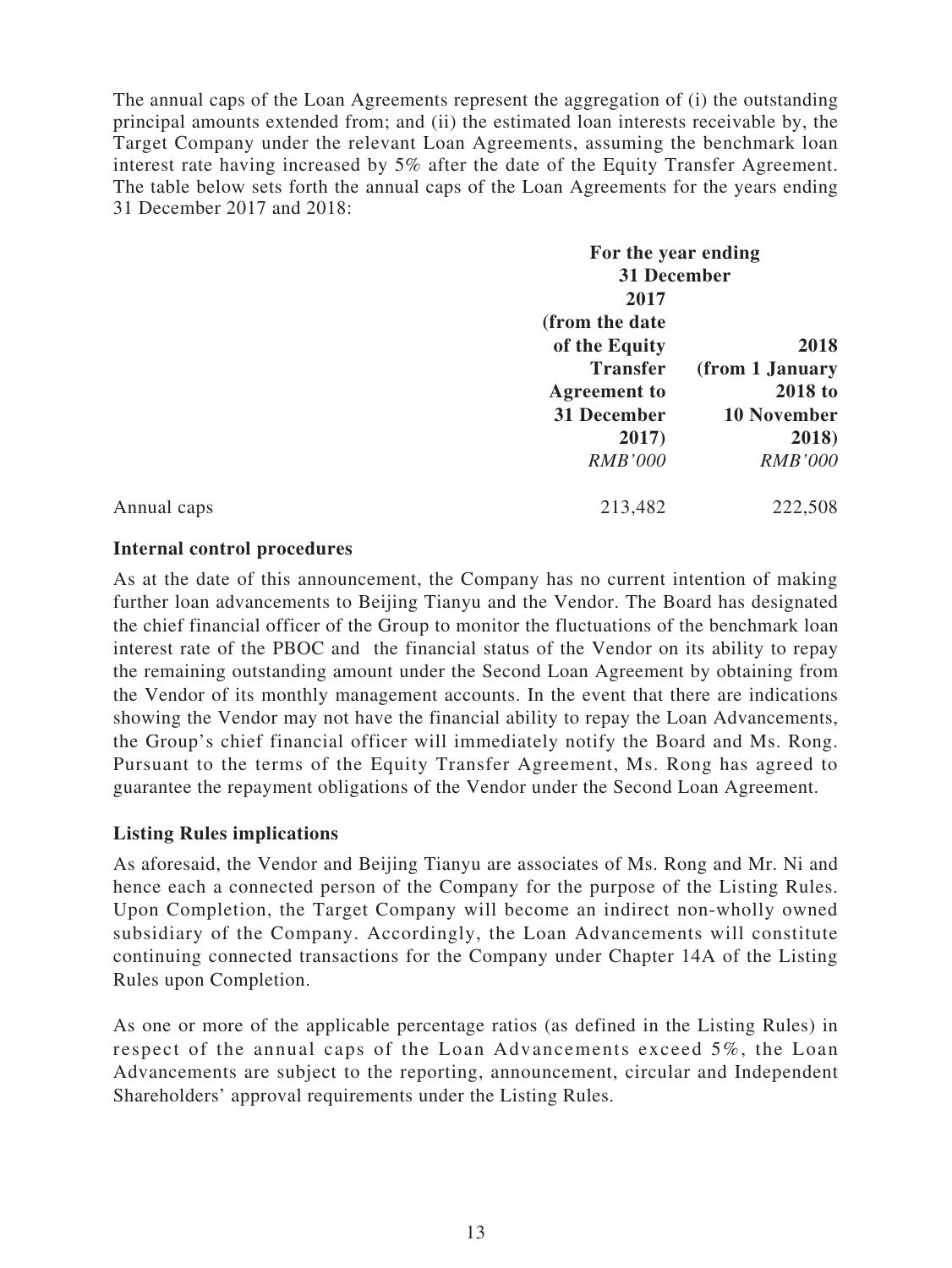The annual caps of the Loan Agreements represent the aggregation of (i) the outstanding principal amounts extended from; and (ii) the estimated loan interests receivable by, the Target Company under the relevant Loan Agreements, assuming the benchmark loan interest rate having increased by 5% after the date of the Equity Transfer Agreement. The table below sets forth the annual caps of the Loan Agreements for the years ending 31 December 2017 and 2018:

| | For the year ending 31 December | |
|---|---|---|
| | **2017 (from the date of the Equity Transfer Agreement to 31 December 2017)** | **2018 (from 1 January 2018 to 10 November 2018)** |
| | *RMB'000* | *RMB'000* |
| Annual caps | 213,482 | 222,508 |

**Internal control procedures**

As at the date of this announcement, the Company has no current intention of making further loan advancements to Beijing Tianyu and the Vendor. The Board has designated the chief financial officer of the Group to monitor the fluctuations of the benchmark loan interest rate of the PBOC and the financial status of the Vendor on its ability to repay the remaining outstanding amount under the Second Loan Agreement by obtaining from the Vendor of its monthly management accounts. In the event that there are indications showing the Vendor may not have the financial ability to repay the Loan Advancements, the Group's chief financial officer will immediately notify the Board and Ms. Rong. Pursuant to the terms of the Equity Transfer Agreement, Ms. Rong has agreed to guarantee the repayment obligations of the Vendor under the Second Loan Agreement.

**Listing Rules implications**

As aforesaid, the Vendor and Beijing Tianyu are associates of Ms. Rong and Mr. Ni and hence each a connected person of the Company for the purpose of the Listing Rules. Upon Completion, the Target Company will become an indirect non-wholly owned subsidiary of the Company. Accordingly, the Loan Advancements will constitute continuing connected transactions for the Company under Chapter 14A of the Listing Rules upon Completion.

As one or more of the applicable percentage ratios (as defined in the Listing Rules) in respect of the annual caps of the Loan Advancements exceed 5%, the Loan Advancements are subject to the reporting, announcement, circular and Independent Shareholders' approval requirements under the Listing Rules.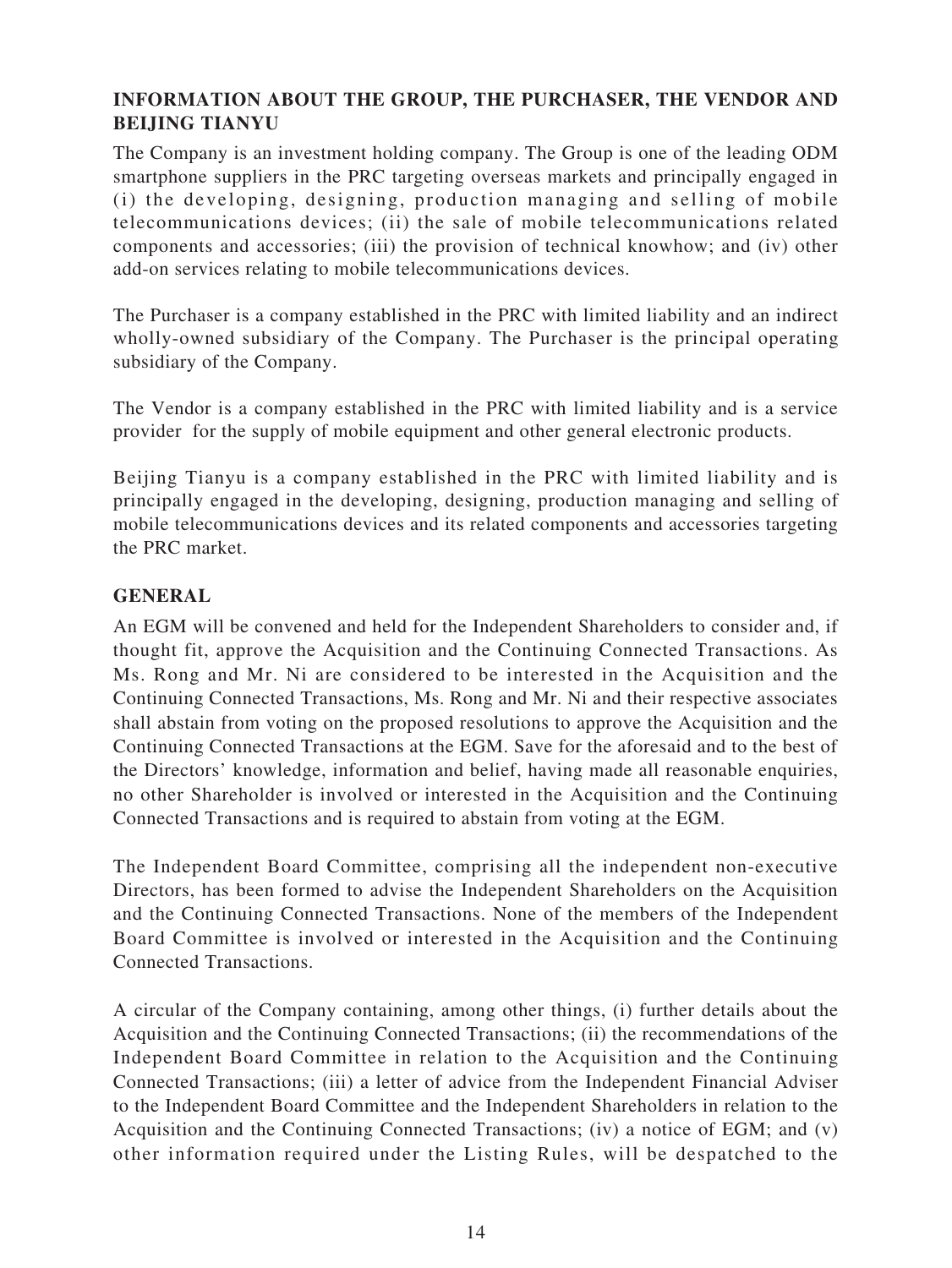## INFORMATION ABOUT THE GROUP, THE PURCHASER, THE VENDOR AND BEIJING TIANYU

The Company is an investment holding company. The Group is one of the leading ODM smartphone suppliers in the PRC targeting overseas markets and principally engaged in (i) the developing, designing, production managing and selling of mobile telecommunications devices; (ii) the sale of mobile telecommunications related components and accessories; (iii) the provision of technical knowhow; and (iv) other add-on services relating to mobile telecommunications devices.

The Purchaser is a company established in the PRC with limited liability and an indirect wholly-owned subsidiary of the Company. The Purchaser is the principal operating subsidiary of the Company.

The Vendor is a company established in the PRC with limited liability and is a service provider for the supply of mobile equipment and other general electronic products.

Beijing Tianyu is a company established in the PRC with limited liability and is principally engaged in the developing, designing, production managing and selling of mobile telecommunications devices and its related components and accessories targeting the PRC market.

## GENERAL

An EGM will be convened and held for the Independent Shareholders to consider and, if thought fit, approve the Acquisition and the Continuing Connected Transactions. As Ms. Rong and Mr. Ni are considered to be interested in the Acquisition and the Continuing Connected Transactions, Ms. Rong and Mr. Ni and their respective associates shall abstain from voting on the proposed resolutions to approve the Acquisition and the Continuing Connected Transactions at the EGM. Save for the aforesaid and to the best of the Directors' knowledge, information and belief, having made all reasonable enquiries, no other Shareholder is involved or interested in the Acquisition and the Continuing Connected Transactions and is required to abstain from voting at the EGM.

The Independent Board Committee, comprising all the independent non-executive Directors, has been formed to advise the Independent Shareholders on the Acquisition and the Continuing Connected Transactions. None of the members of the Independent Board Committee is involved or interested in the Acquisition and the Continuing Connected Transactions.

A circular of the Company containing, among other things, (i) further details about the Acquisition and the Continuing Connected Transactions; (ii) the recommendations of the Independent Board Committee in relation to the Acquisition and the Continuing Connected Transactions; (iii) a letter of advice from the Independent Financial Adviser to the Independent Board Committee and the Independent Shareholders in relation to the Acquisition and the Continuing Connected Transactions; (iv) a notice of EGM; and (v) other information required under the Listing Rules, will be despatched to the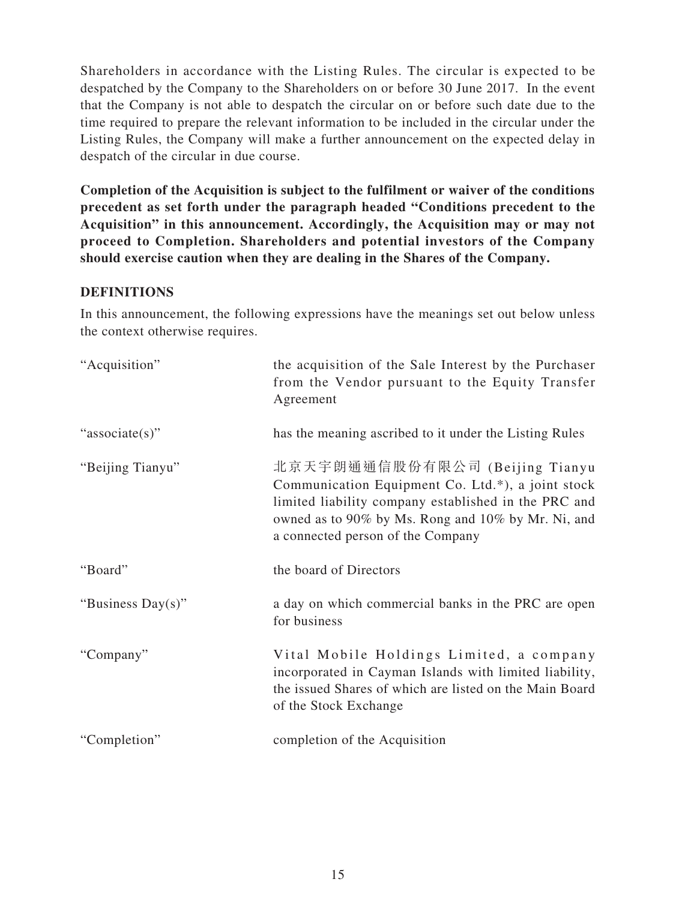Shareholders in accordance with the Listing Rules. The circular is expected to be despatched by the Company to the Shareholders on or before 30 June 2017. In the event that the Company is not able to despatch the circular on or before such date due to the time required to prepare the relevant information to be included in the circular under the Listing Rules, the Company will make a further announcement on the expected delay in despatch of the circular in due course.

**Completion of the Acquisition is subject to the fulfilment or waiver of the conditions precedent as set forth under the paragraph headed "Conditions precedent to the Acquisition" in this announcement. Accordingly, the Acquisition may or may not proceed to Completion. Shareholders and potential investors of the Company should exercise caution when they are dealing in the Shares of the Company.**

## DEFINITIONS

In this announcement, the following expressions have the meanings set out below unless the context otherwise requires.

| | |
|---|---|
| "Acquisition" | the acquisition of the Sale Interest by the Purchaser from the Vendor pursuant to the Equity Transfer Agreement |
| "associate(s)" | has the meaning ascribed to it under the Listing Rules |
| "Beijing Tianyu" | 北京天宇朗通通信股份有限公司 (Beijing Tianyu Communication Equipment Co. Ltd.*), a joint stock limited liability company established in the PRC and owned as to 90% by Ms. Rong and 10% by Mr. Ni, and a connected person of the Company |
| "Board" | the board of Directors |
| "Business Day(s)" | a day on which commercial banks in the PRC are open for business |
| "Company" | Vital Mobile Holdings Limited, a company incorporated in Cayman Islands with limited liability, the issued Shares of which are listed on the Main Board of the Stock Exchange |
| "Completion" | completion of the Acquisition |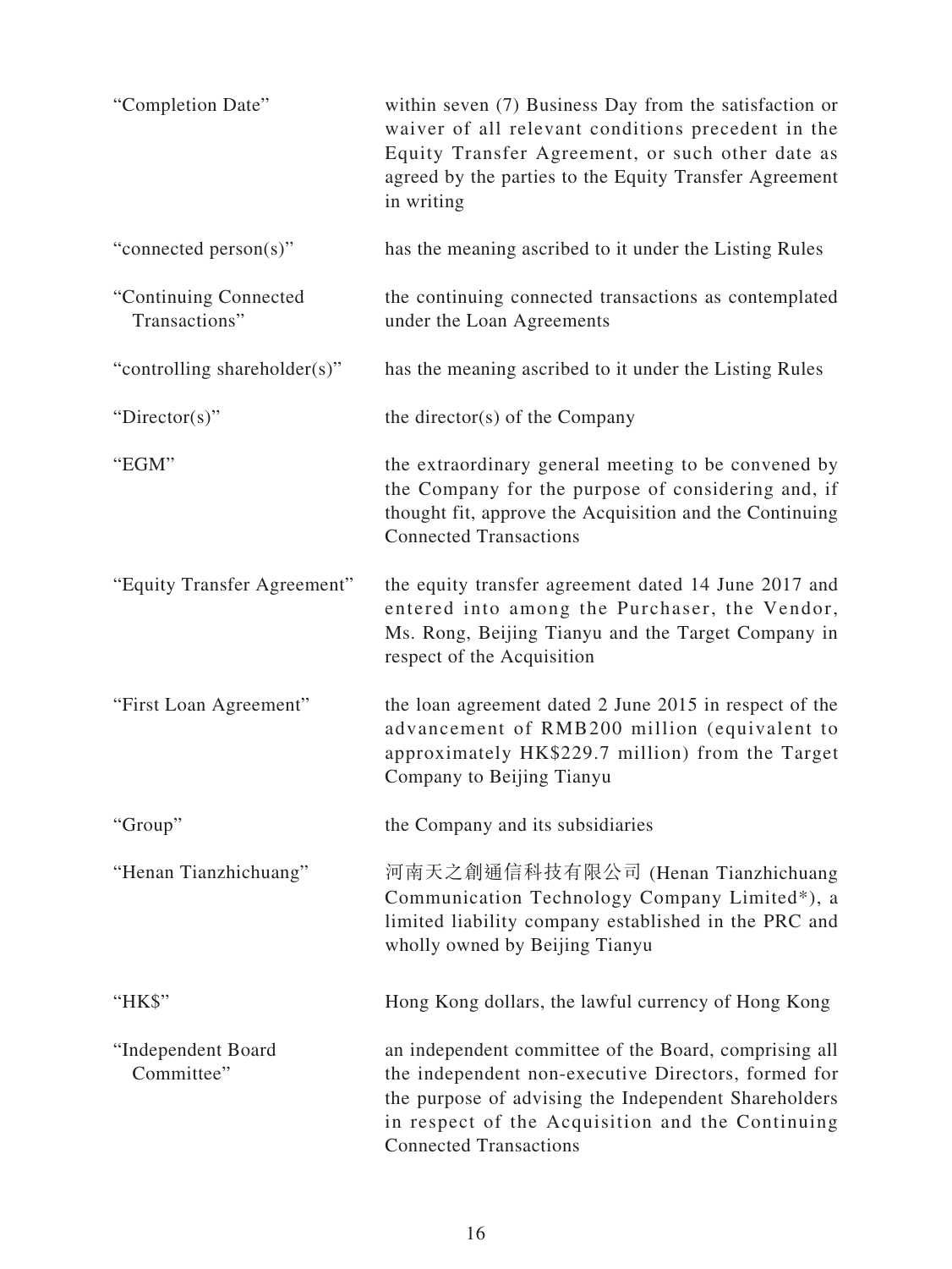| | |
|---|---|
| "Completion Date" | within seven (7) Business Day from the satisfaction or waiver of all relevant conditions precedent in the Equity Transfer Agreement, or such other date as agreed by the parties to the Equity Transfer Agreement in writing |
| "connected person(s)" | has the meaning ascribed to it under the Listing Rules |
| "Continuing Connected Transactions" | the continuing connected transactions as contemplated under the Loan Agreements |
| "controlling shareholder(s)" | has the meaning ascribed to it under the Listing Rules |
| "Director(s)" | the director(s) of the Company |
| "EGM" | the extraordinary general meeting to be convened by the Company for the purpose of considering and, if thought fit, approve the Acquisition and the Continuing Connected Transactions |
| "Equity Transfer Agreement" | the equity transfer agreement dated 14 June 2017 and entered into among the Purchaser, the Vendor, Ms. Rong, Beijing Tianyu and the Target Company in respect of the Acquisition |
| "First Loan Agreement" | the loan agreement dated 2 June 2015 in respect of the advancement of RMB200 million (equivalent to approximately HK$229.7 million) from the Target Company to Beijing Tianyu |
| "Group" | the Company and its subsidiaries |
| "Henan Tianzhichuang" | 河南天之創通信科技有限公司 (Henan Tianzhichuang Communication Technology Company Limited*), a limited liability company established in the PRC and wholly owned by Beijing Tianyu |
| "HK$" | Hong Kong dollars, the lawful currency of Hong Kong |
| "Independent Board Committee" | an independent committee of the Board, comprising all the independent non-executive Directors, formed for the purpose of advising the Independent Shareholders in respect of the Acquisition and the Continuing Connected Transactions |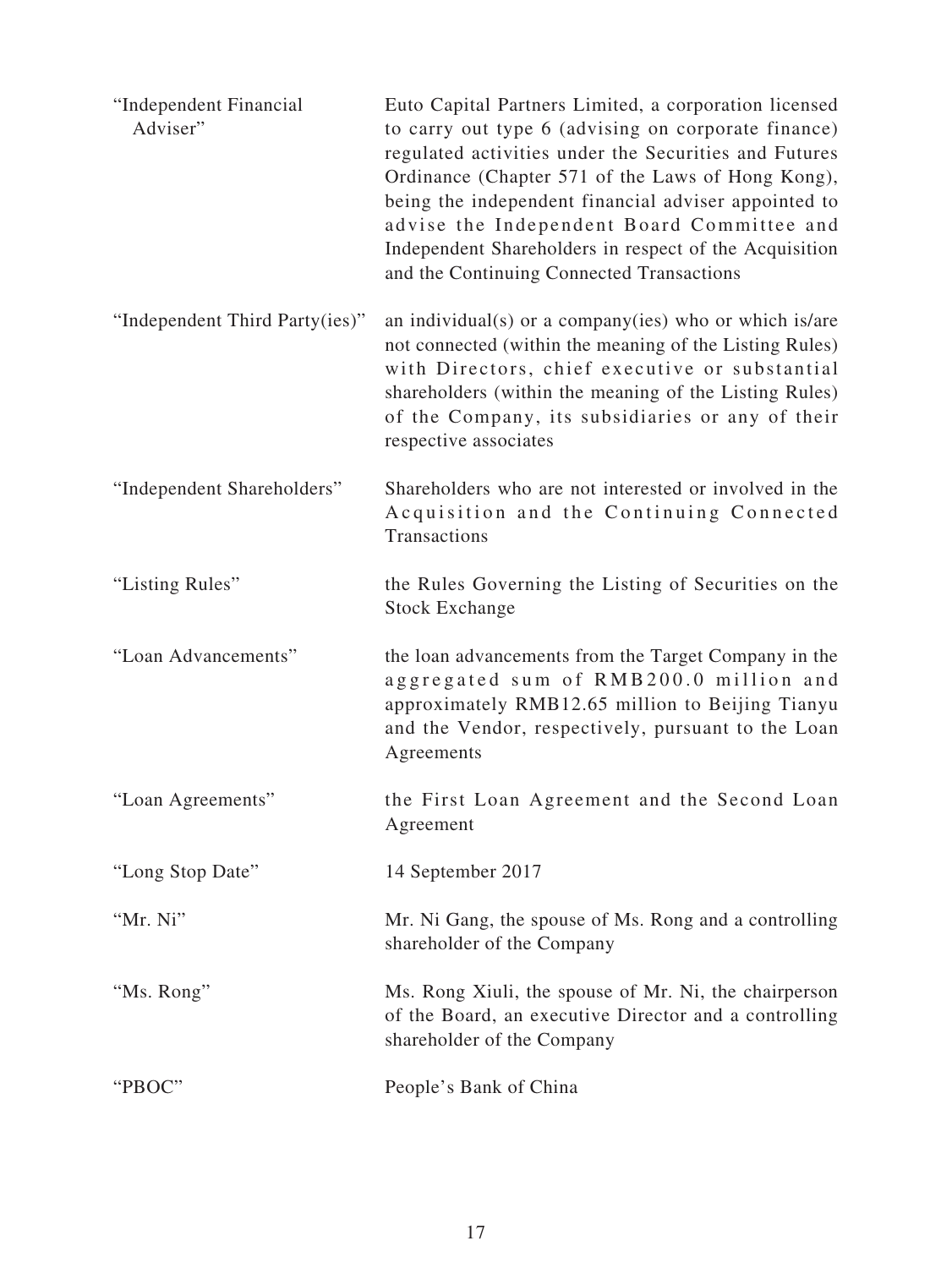| | |
|---|---|
| "Independent Financial Adviser" | Euto Capital Partners Limited, a corporation licensed to carry out type 6 (advising on corporate finance) regulated activities under the Securities and Futures Ordinance (Chapter 571 of the Laws of Hong Kong), being the independent financial adviser appointed to advise the Independent Board Committee and Independent Shareholders in respect of the Acquisition and the Continuing Connected Transactions |
| "Independent Third Party(ies)" | an individual(s) or a company(ies) who or which is/are not connected (within the meaning of the Listing Rules) with Directors, chief executive or substantial shareholders (within the meaning of the Listing Rules) of the Company, its subsidiaries or any of their respective associates |
| "Independent Shareholders" | Shareholders who are not interested or involved in the Acquisition and the Continuing Connected Transactions |
| "Listing Rules" | the Rules Governing the Listing of Securities on the Stock Exchange |
| "Loan Advancements" | the loan advancements from the Target Company in the aggregated sum of RMB200.0 million and approximately RMB12.65 million to Beijing Tianyu and the Vendor, respectively, pursuant to the Loan Agreements |
| "Loan Agreements" | the First Loan Agreement and the Second Loan Agreement |
| "Long Stop Date" | 14 September 2017 |
| "Mr. Ni" | Mr. Ni Gang, the spouse of Ms. Rong and a controlling shareholder of the Company |
| "Ms. Rong" | Ms. Rong Xiuli, the spouse of Mr. Ni, the chairperson of the Board, an executive Director and a controlling shareholder of the Company |
| "PBOC" | People's Bank of China |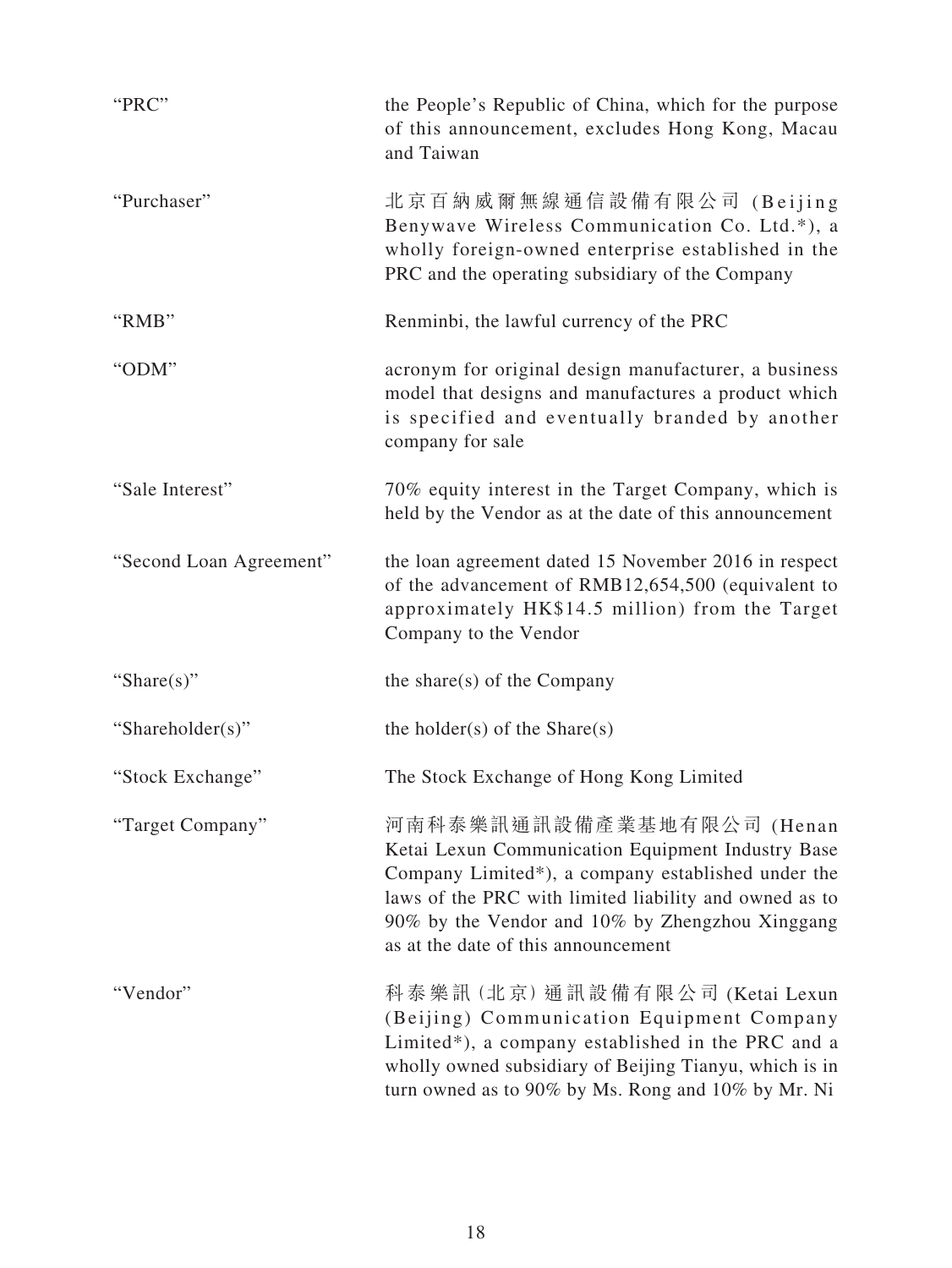| | |
|---|---|
| "PRC" | the People's Republic of China, which for the purpose of this announcement, excludes Hong Kong, Macau and Taiwan |
| "Purchaser" | 北京百納威爾無線通信設備有限公司 (Beijing Benywave Wireless Communication Co. Ltd.*), a wholly foreign-owned enterprise established in the PRC and the operating subsidiary of the Company |
| "RMB" | Renminbi, the lawful currency of the PRC |
| "ODM" | acronym for original design manufacturer, a business model that designs and manufactures a product which is specified and eventually branded by another company for sale |
| "Sale Interest" | 70% equity interest in the Target Company, which is held by the Vendor as at the date of this announcement |
| "Second Loan Agreement" | the loan agreement dated 15 November 2016 in respect of the advancement of RMB12,654,500 (equivalent to approximately HK$14.5 million) from the Target Company to the Vendor |
| "Share(s)" | the share(s) of the Company |
| "Shareholder(s)" | the holder(s) of the Share(s) |
| "Stock Exchange" | The Stock Exchange of Hong Kong Limited |
| "Target Company" | 河南科泰樂訊通訊設備產業基地有限公司 (Henan Ketai Lexun Communication Equipment Industry Base Company Limited*), a company established under the laws of the PRC with limited liability and owned as to 90% by the Vendor and 10% by Zhengzhou Xinggang as at the date of this announcement |
| "Vendor" | 科泰樂訊(北京)通訊設備有限公司 (Ketai Lexun (Beijing) Communication Equipment Company Limited*), a company established in the PRC and a wholly owned subsidiary of Beijing Tianyu, which is in turn owned as to 90% by Ms. Rong and 10% by Mr. Ni |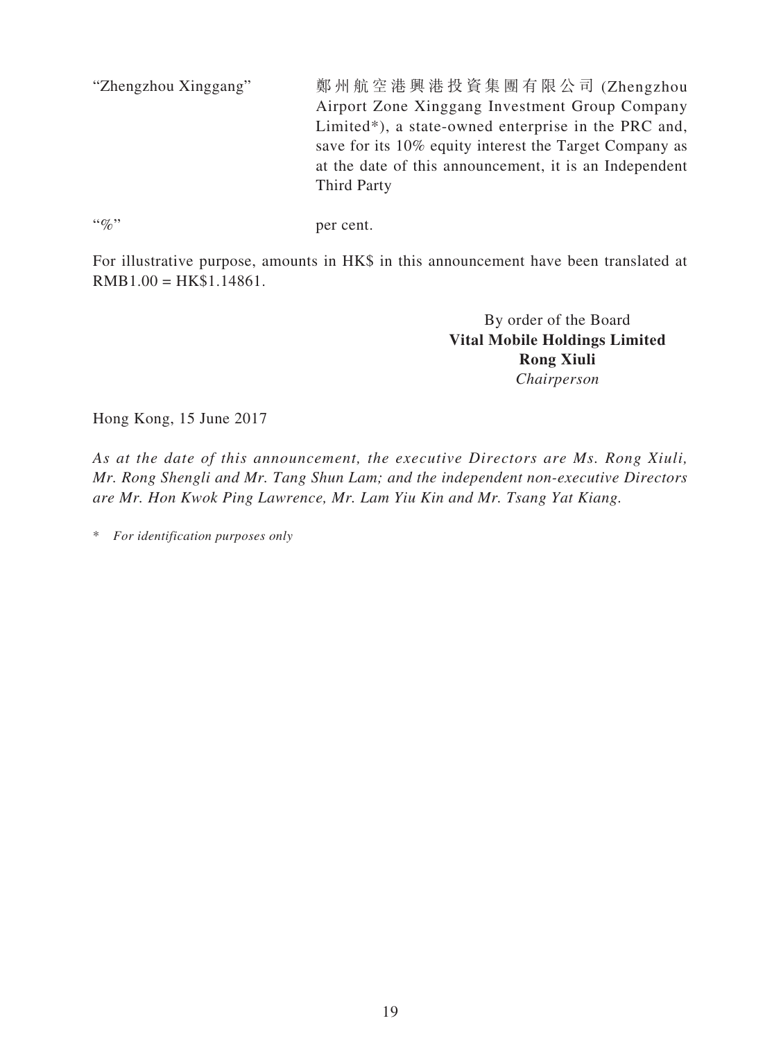| | |
|---|---|
| "Zhengzhou Xinggang" | 鄭州航空港興港投資集團有限公司 (Zhengzhou Airport Zone Xinggang Investment Group Company Limited*), a state-owned enterprise in the PRC and, save for its 10% equity interest the Target Company as at the date of this announcement, it is an Independent Third Party |
| "%" | per cent. |

For illustrative purpose, amounts in HK$ in this announcement have been translated at RMB1.00 = HK$1.14861.

By order of the Board
**Vital Mobile Holdings Limited**
**Rong Xiuli**
*Chairperson*

Hong Kong, 15 June 2017

*As at the date of this announcement, the executive Directors are Ms. Rong Xiuli, Mr. Rong Shengli and Mr. Tang Shun Lam; and the independent non-executive Directors are Mr. Hon Kwok Ping Lawrence, Mr. Lam Yiu Kin and Mr. Tsang Yat Kiang.*

\* *For identification purposes only*